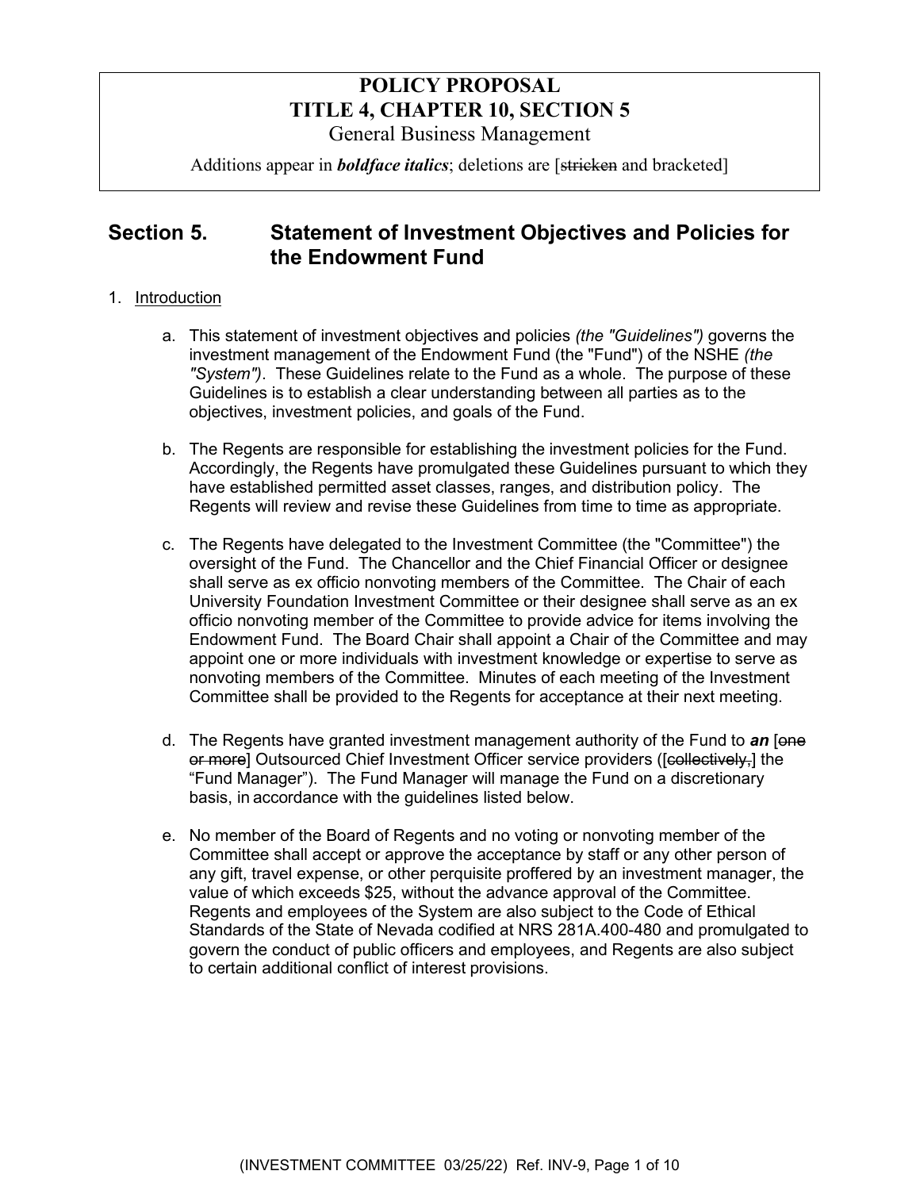**POLICY PROPOSAL**
**TITLE 4, CHAPTER 10, SECTION 5**
General Business Management

Additions appear in ***boldface italics***; deletions are [~~stricken~~ and bracketed]

## Section 5. Statement of Investment Objectives and Policies for the Endowment Fund

1. Introduction

   a. This statement of investment objectives and policies *(the "Guidelines")* governs the investment management of the Endowment Fund (the "Fund") of the NSHE *(the "System")*. These Guidelines relate to the Fund as a whole. The purpose of these Guidelines is to establish a clear understanding between all parties as to the objectives, investment policies, and goals of the Fund.

   b. The Regents are responsible for establishing the investment policies for the Fund. Accordingly, the Regents have promulgated these Guidelines pursuant to which they have established permitted asset classes, ranges, and distribution policy. The Regents will review and revise these Guidelines from time to time as appropriate.

   c. The Regents have delegated to the Investment Committee (the "Committee") the oversight of the Fund. The Chancellor and the Chief Financial Officer or designee shall serve as ex officio nonvoting members of the Committee. The Chair of each University Foundation Investment Committee or their designee shall serve as an ex officio nonvoting member of the Committee to provide advice for items involving the Endowment Fund. The Board Chair shall appoint a Chair of the Committee and may appoint one or more individuals with investment knowledge or expertise to serve as nonvoting members of the Committee. Minutes of each meeting of the Investment Committee shall be provided to the Regents for acceptance at their next meeting.

   d. The Regents have granted investment management authority of the Fund to ***an*** [~~one or more~~] Outsourced Chief Investment Officer service providers ([~~collectively,~~] the "Fund Manager"). The Fund Manager will manage the Fund on a discretionary basis, in accordance with the guidelines listed below.

   e. No member of the Board of Regents and no voting or nonvoting member of the Committee shall accept or approve the acceptance by staff or any other person of any gift, travel expense, or other perquisite proffered by an investment manager, the value of which exceeds $25, without the advance approval of the Committee. Regents and employees of the System are also subject to the Code of Ethical Standards of the State of Nevada codified at NRS 281A.400-480 and promulgated to govern the conduct of public officers and employees, and Regents are also subject to certain additional conflict of interest provisions.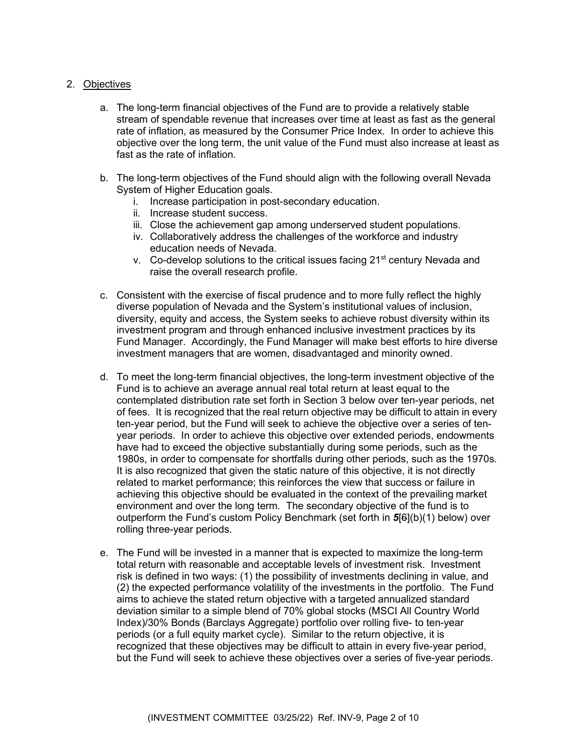2. Objectives

    a. The long-term financial objectives of the Fund are to provide a relatively stable stream of spendable revenue that increases over time at least as fast as the general rate of inflation, as measured by the Consumer Price Index. In order to achieve this objective over the long term, the unit value of the Fund must also increase at least as fast as the rate of inflation.

    b. The long-term objectives of the Fund should align with the following overall Nevada System of Higher Education goals.
        i. Increase participation in post-secondary education.
        ii. Increase student success.
        iii. Close the achievement gap among underserved student populations.
        iv. Collaboratively address the challenges of the workforce and industry education needs of Nevada.
        v. Co-develop solutions to the critical issues facing 21st century Nevada and raise the overall research profile.

    c. Consistent with the exercise of fiscal prudence and to more fully reflect the highly diverse population of Nevada and the System's institutional values of inclusion, diversity, equity and access, the System seeks to achieve robust diversity within its investment program and through enhanced inclusive investment practices by its Fund Manager. Accordingly, the Fund Manager will make best efforts to hire diverse investment managers that are women, disadvantaged and minority owned.

    d. To meet the long-term financial objectives, the long-term investment objective of the Fund is to achieve an average annual real total return at least equal to the contemplated distribution rate set forth in Section 3 below over ten-year periods, net of fees. It is recognized that the real return objective may be difficult to attain in every ten-year period, but the Fund will seek to achieve the objective over a series of ten-year periods. In order to achieve this objective over extended periods, endowments have had to exceed the objective substantially during some periods, such as the 1980s, in order to compensate for shortfalls during other periods, such as the 1970s. It is also recognized that given the static nature of this objective, it is not directly related to market performance; this reinforces the view that success or failure in achieving this objective should be evaluated in the context of the prevailing market environment and over the long term. The secondary objective of the fund is to outperform the Fund's custom Policy Benchmark (set forth in ***5***[~~6~~](b)(1) below) over rolling three-year periods.

    e. The Fund will be invested in a manner that is expected to maximize the long-term total return with reasonable and acceptable levels of investment risk. Investment risk is defined in two ways: (1) the possibility of investments declining in value, and (2) the expected performance volatility of the investments in the portfolio. The Fund aims to achieve the stated return objective with a targeted annualized standard deviation similar to a simple blend of 70% global stocks (MSCI All Country World Index)/30% Bonds (Barclays Aggregate) portfolio over rolling five- to ten-year periods (or a full equity market cycle). Similar to the return objective, it is recognized that these objectives may be difficult to attain in every five-year period, but the Fund will seek to achieve these objectives over a series of five-year periods.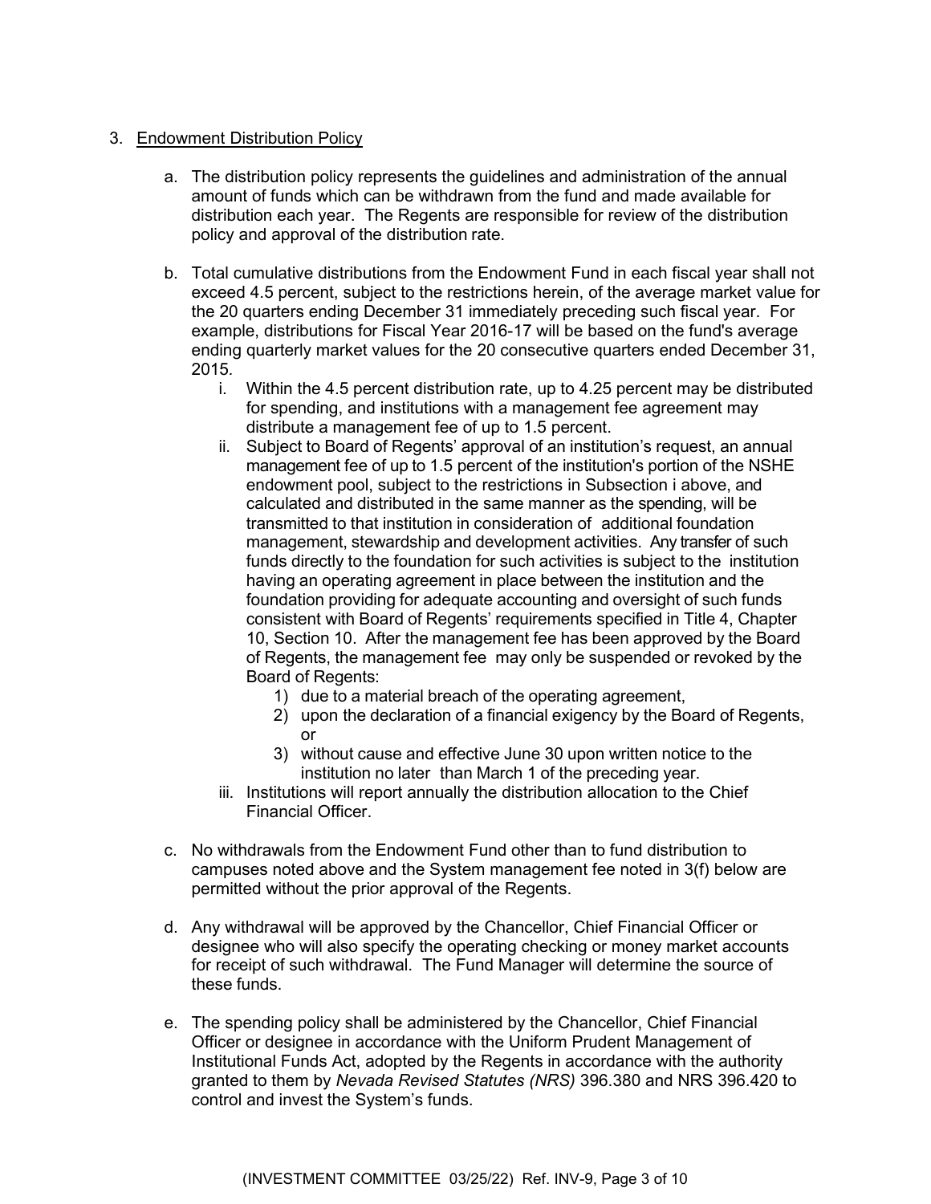3. Endowment Distribution Policy

    a. The distribution policy represents the guidelines and administration of the annual amount of funds which can be withdrawn from the fund and made available for distribution each year. The Regents are responsible for review of the distribution policy and approval of the distribution rate.

    b. Total cumulative distributions from the Endowment Fund in each fiscal year shall not exceed 4.5 percent, subject to the restrictions herein, of the average market value for the 20 quarters ending December 31 immediately preceding such fiscal year. For example, distributions for Fiscal Year 2016-17 will be based on the fund's average ending quarterly market values for the 20 consecutive quarters ended December 31, 2015.

        i. Within the 4.5 percent distribution rate, up to 4.25 percent may be distributed for spending, and institutions with a management fee agreement may distribute a management fee of up to 1.5 percent.

        ii. Subject to Board of Regents' approval of an institution's request, an annual management fee of up to 1.5 percent of the institution's portion of the NSHE endowment pool, subject to the restrictions in Subsection i above, and calculated and distributed in the same manner as the spending, will be transmitted to that institution in consideration of additional foundation management, stewardship and development activities. Any transfer of such funds directly to the foundation for such activities is subject to the institution having an operating agreement in place between the institution and the foundation providing for adequate accounting and oversight of such funds consistent with Board of Regents' requirements specified in Title 4, Chapter 10, Section 10. After the management fee has been approved by the Board of Regents, the management fee may only be suspended or revoked by the Board of Regents:

            1) due to a material breach of the operating agreement,
            2) upon the declaration of a financial exigency by the Board of Regents, or
            3) without cause and effective June 30 upon written notice to the institution no later than March 1 of the preceding year.

        iii. Institutions will report annually the distribution allocation to the Chief Financial Officer.

    c. No withdrawals from the Endowment Fund other than to fund distribution to campuses noted above and the System management fee noted in 3(f) below are permitted without the prior approval of the Regents.

    d. Any withdrawal will be approved by the Chancellor, Chief Financial Officer or designee who will also specify the operating checking or money market accounts for receipt of such withdrawal. The Fund Manager will determine the source of these funds.

    e. The spending policy shall be administered by the Chancellor, Chief Financial Officer or designee in accordance with the Uniform Prudent Management of Institutional Funds Act, adopted by the Regents in accordance with the authority granted to them by *Nevada Revised Statutes (NRS)* 396.380 and NRS 396.420 to control and invest the System's funds.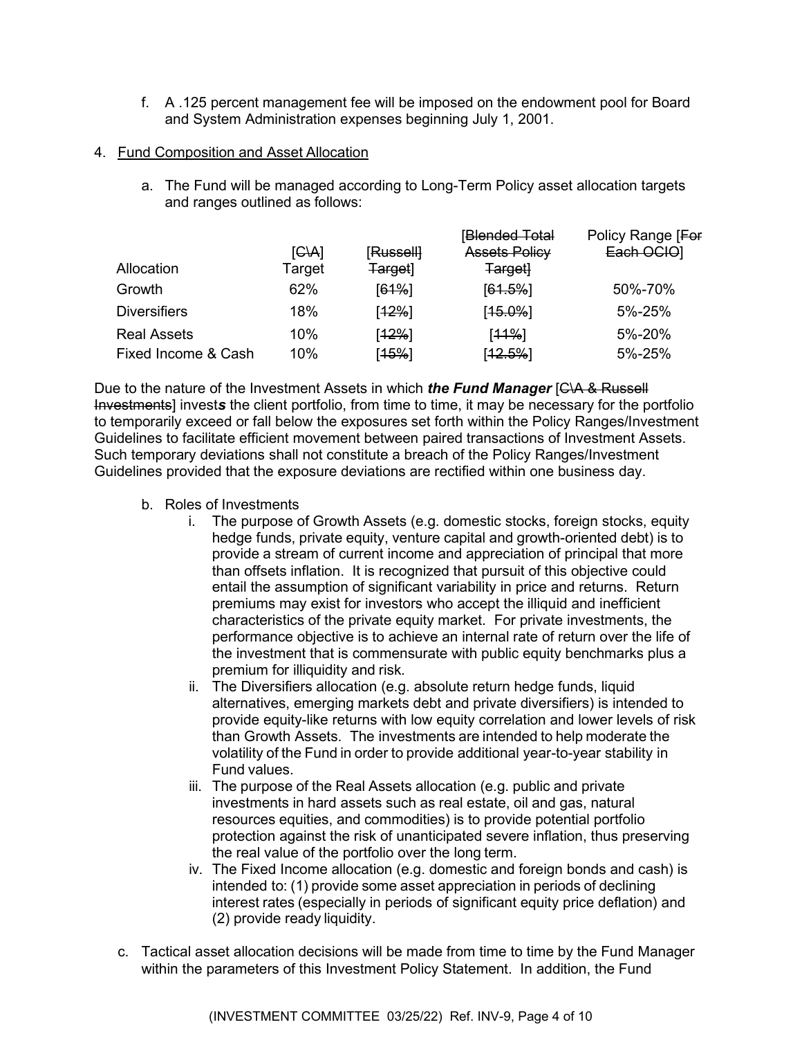f. A .125 percent management fee will be imposed on the endowment pool for Board and System Administration expenses beginning July 1, 2001.

4. Fund Composition and Asset Allocation

   a. The Fund will be managed according to Long-Term Policy asset allocation targets and ranges outlined as follows:

| Allocation | [~~C\A~~] Target | [~~Russell Target~~] | [~~Blended Total Assets Policy Target~~] | Policy Range [~~For Each OCIO~~] |
|---|---|---|---|---|
| Growth | 62% | [~~61%~~] | [~~61.5%~~] | 50%-70% |
| Diversifiers | 18% | [~~12%~~] | [~~15.0%~~] | 5%-25% |
| Real Assets | 10% | [~~12%~~] | [~~11%~~] | 5%-20% |
| Fixed Income & Cash | 10% | [~~15%~~] | [~~12.5%~~] | 5%-25% |

Due to the nature of the Investment Assets in which ***the Fund Manager*** [~~C\A & Russell Investments~~] invest***s*** the client portfolio, from time to time, it may be necessary for the portfolio to temporarily exceed or fall below the exposures set forth within the Policy Ranges/Investment Guidelines to facilitate efficient movement between paired transactions of Investment Assets. Such temporary deviations shall not constitute a breach of the Policy Ranges/Investment Guidelines provided that the exposure deviations are rectified within one business day.

   b. Roles of Investments
      i. The purpose of Growth Assets (e.g. domestic stocks, foreign stocks, equity hedge funds, private equity, venture capital and growth-oriented debt) is to provide a stream of current income and appreciation of principal that more than offsets inflation. It is recognized that pursuit of this objective could entail the assumption of significant variability in price and returns. Return premiums may exist for investors who accept the illiquid and inefficient characteristics of the private equity market. For private investments, the performance objective is to achieve an internal rate of return over the life of the investment that is commensurate with public equity benchmarks plus a premium for illiquidity and risk.
      ii. The Diversifiers allocation (e.g. absolute return hedge funds, liquid alternatives, emerging markets debt and private diversifiers) is intended to provide equity-like returns with low equity correlation and lower levels of risk than Growth Assets. The investments are intended to help moderate the volatility of the Fund in order to provide additional year-to-year stability in Fund values.
      iii. The purpose of the Real Assets allocation (e.g. public and private investments in hard assets such as real estate, oil and gas, natural resources equities, and commodities) is to provide potential portfolio protection against the risk of unanticipated severe inflation, thus preserving the real value of the portfolio over the long term.
      iv. The Fixed Income allocation (e.g. domestic and foreign bonds and cash) is intended to: (1) provide some asset appreciation in periods of declining interest rates (especially in periods of significant equity price deflation) and (2) provide ready liquidity.

   c. Tactical asset allocation decisions will be made from time to time by the Fund Manager within the parameters of this Investment Policy Statement. In addition, the Fund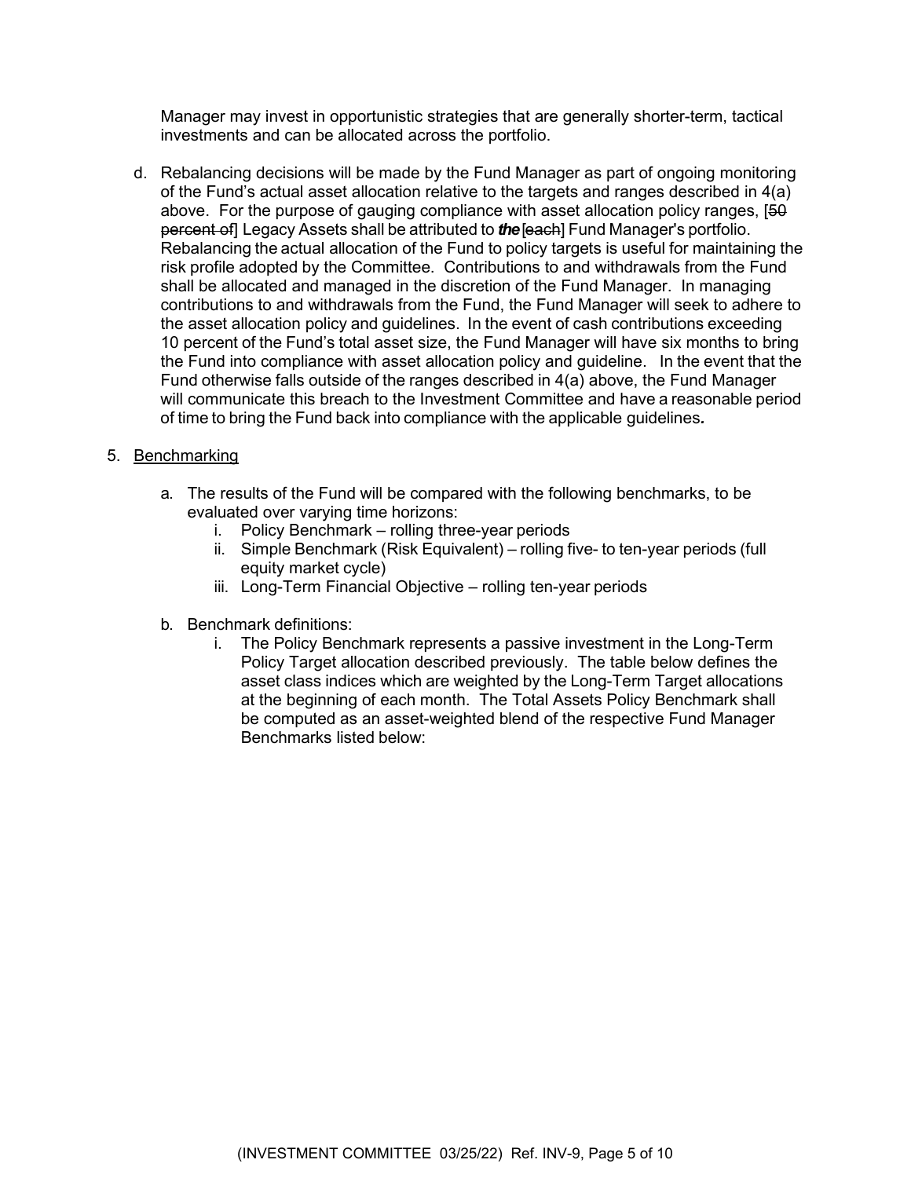Manager may invest in opportunistic strategies that are generally shorter-term, tactical investments and can be allocated across the portfolio.

d. Rebalancing decisions will be made by the Fund Manager as part of ongoing monitoring of the Fund's actual asset allocation relative to the targets and ranges described in 4(a) above. For the purpose of gauging compliance with asset allocation policy ranges, [~~50 percent of~~] Legacy Assets shall be attributed to ***the*** [~~each~~] Fund Manager's portfolio. Rebalancing the actual allocation of the Fund to policy targets is useful for maintaining the risk profile adopted by the Committee. Contributions to and withdrawals from the Fund shall be allocated and managed in the discretion of the Fund Manager. In managing contributions to and withdrawals from the Fund, the Fund Manager will seek to adhere to the asset allocation policy and guidelines. In the event of cash contributions exceeding 10 percent of the Fund's total asset size, the Fund Manager will have six months to bring the Fund into compliance with asset allocation policy and guideline. In the event that the Fund otherwise falls outside of the ranges described in 4(a) above, the Fund Manager will communicate this breach to the Investment Committee and have a reasonable period of time to bring the Fund back into compliance with the applicable guidelines**.**

5. <u>Benchmarking</u>

   a. The results of the Fund will be compared with the following benchmarks, to be evaluated over varying time horizons:
      i. Policy Benchmark – rolling three-year periods
      ii. Simple Benchmark (Risk Equivalent) – rolling five- to ten-year periods (full equity market cycle)
      iii. Long-Term Financial Objective – rolling ten-year periods

   b. Benchmark definitions:
      i. The Policy Benchmark represents a passive investment in the Long-Term Policy Target allocation described previously. The table below defines the asset class indices which are weighted by the Long-Term Target allocations at the beginning of each month. The Total Assets Policy Benchmark shall be computed as an asset-weighted blend of the respective Fund Manager Benchmarks listed below: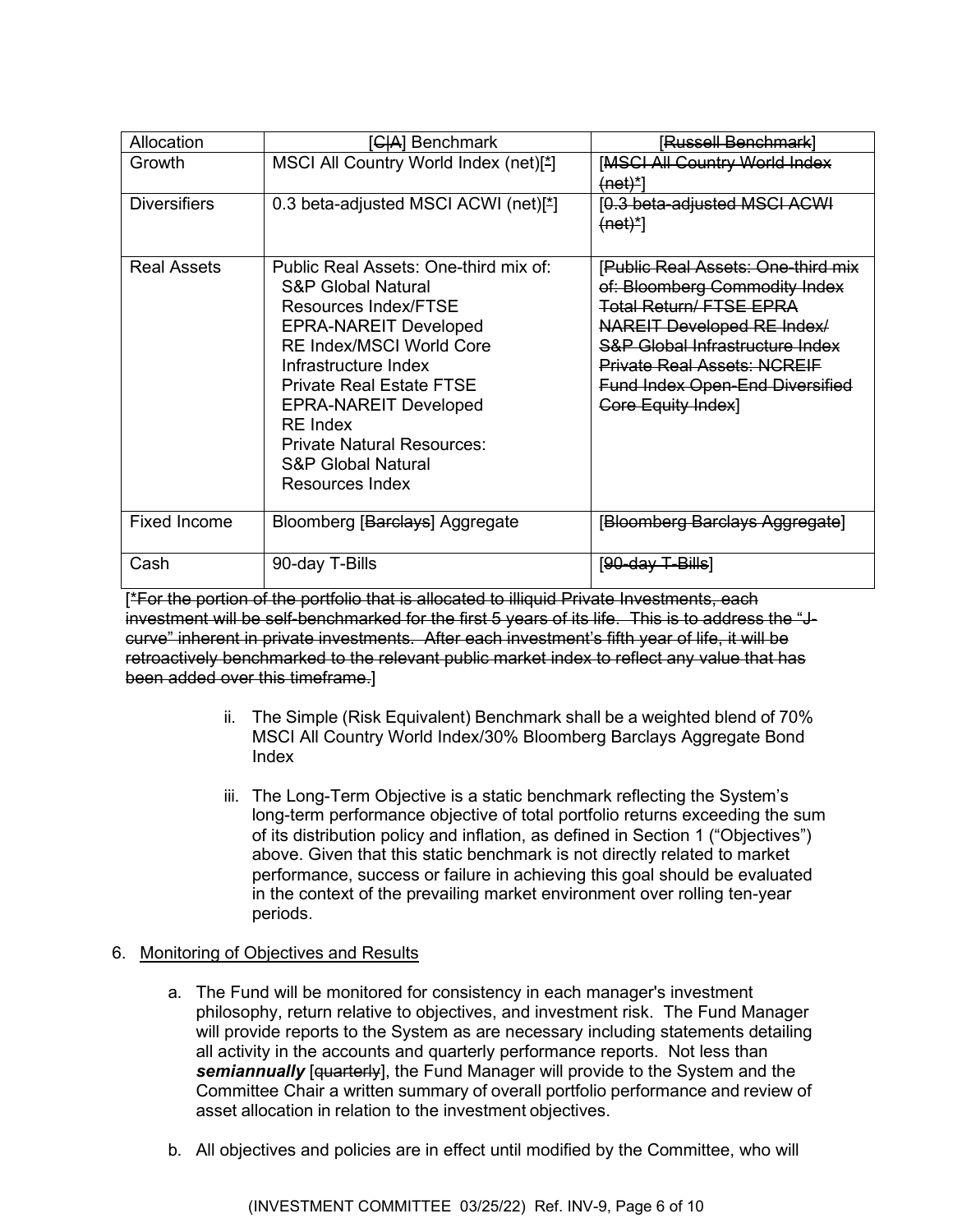| Allocation | [~~C~~A] Benchmark | [~~Russell Benchmark~~] |
|---|---|---|
| Growth | MSCI All Country World Index (net)[~~*~~] | [~~MSCI All Country World Index (net)*~~] |
| Diversifiers | 0.3 beta-adjusted MSCI ACWI (net)[~~*~~] | [~~0.3 beta-adjusted MSCI ACWI (net)*~~] |
| Real Assets | Public Real Assets: One-third mix of: S&P Global Natural Resources Index/FTSE EPRA-NAREIT Developed RE Index/MSCI World Core Infrastructure Index<br>Private Real Estate FTSE EPRA-NAREIT Developed RE Index<br>Private Natural Resources: S&P Global Natural Resources Index | [~~Public Real Assets: One-third mix of: Bloomberg Commodity Index Total Return/ FTSE EPRA NAREIT Developed RE Index/ S&P Global Infrastructure Index Private Real Assets: NCREIF Fund Index Open-End Diversified Core Equity Index~~] |
| Fixed Income | Bloomberg [~~Barclays~~] Aggregate | [~~Bloomberg Barclays Aggregate~~] |
| Cash | 90-day T-Bills | [~~90-day T-Bills~~] |

[~~*For the portion of the portfolio that is allocated to illiquid Private Investments, each investment will be self-benchmarked for the first 5 years of its life. This is to address the "J-curve" inherent in private investments. After each investment's fifth year of life, it will be retroactively benchmarked to the relevant public market index to reflect any value that has been added over this timeframe.~~]

ii. The Simple (Risk Equivalent) Benchmark shall be a weighted blend of 70% MSCI All Country World Index/30% Bloomberg Barclays Aggregate Bond Index

iii. The Long-Term Objective is a static benchmark reflecting the System's long-term performance objective of total portfolio returns exceeding the sum of its distribution policy and inflation, as defined in Section 1 ("Objectives") above. Given that this static benchmark is not directly related to market performance, success or failure in achieving this goal should be evaluated in the context of the prevailing market environment over rolling ten-year periods.

6. Monitoring of Objectives and Results

a. The Fund will be monitored for consistency in each manager's investment philosophy, return relative to objectives, and investment risk. The Fund Manager will provide reports to the System as are necessary including statements detailing all activity in the accounts and quarterly performance reports. Not less than ***semiannually*** [~~quarterly~~], the Fund Manager will provide to the System and the Committee Chair a written summary of overall portfolio performance and review of asset allocation in relation to the investment objectives.

b. All objectives and policies are in effect until modified by the Committee, who will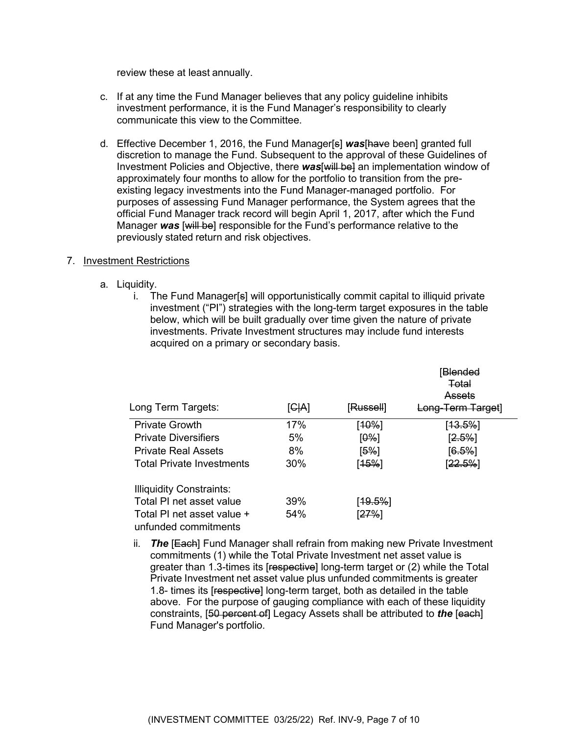review these at least annually.

c. If at any time the Fund Manager believes that any policy guideline inhibits investment performance, it is the Fund Manager's responsibility to clearly communicate this view to the Committee.

d. Effective December 1, 2016, the Fund Manager[~~s~~] ***was***[~~have~~ been] granted full discretion to manage the Fund. Subsequent to the approval of these Guidelines of Investment Policies and Objective, there ***was***[~~will be~~] an implementation window of approximately four months to allow for the portfolio to transition from the pre-existing legacy investments into the Fund Manager-managed portfolio. For purposes of assessing Fund Manager performance, the System agrees that the official Fund Manager track record will begin April 1, 2017, after which the Fund Manager ***was*** [~~will be~~] responsible for the Fund's performance relative to the previously stated return and risk objectives.

7. Investment Restrictions

a. Liquidity.

i. The Fund Manager[~~s~~] will opportunistically commit capital to illiquid private investment ("PI") strategies with the long-term target exposures in the table below, which will be built gradually over time given the nature of private investments. Private Investment structures may include fund interests acquired on a primary or secondary basis.

| Long Term Targets: | [~~C~~\|A] | [~~Russell~~] | [~~Blended Total Assets Long-Term Target~~] |
|---|---|---|---|
| Private Growth | 17% | [~~10%~~] | [~~13.5%~~] |
| Private Diversifiers | 5% | [~~0%~~] | [~~2.5%~~] |
| Private Real Assets | 8% | [~~5%~~] | [~~6.5%~~] |
| Total Private Investments | 30% | [~~15%~~] | [~~22.5%~~] |
| | | | |
| Illiquidity Constraints: | | | |
| Total PI net asset value | 39% | [~~19.5%~~] | |
| Total PI net asset value + unfunded commitments | 54% | [~~27%~~] | |

ii. ***The*** [~~Each~~] Fund Manager shall refrain from making new Private Investment commitments (1) while the Total Private Investment net asset value is greater than 1.3-times its [~~respective~~] long-term target or (2) while the Total Private Investment net asset value plus unfunded commitments is greater 1.8- times its [~~respective~~] long-term target, both as detailed in the table above. For the purpose of gauging compliance with each of these liquidity constraints, [~~50 percent of~~] Legacy Assets shall be attributed to ***the*** [~~each~~] Fund Manager's portfolio.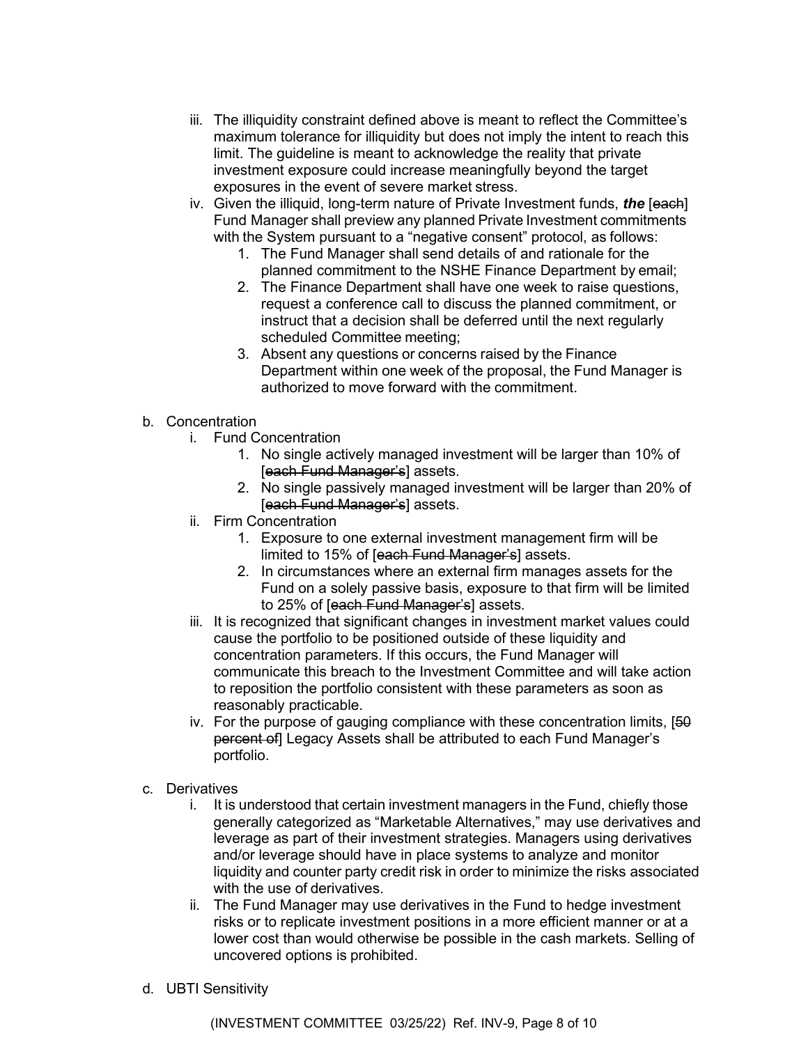iii. The illiquidity constraint defined above is meant to reflect the Committee's maximum tolerance for illiquidity but does not imply the intent to reach this limit. The guideline is meant to acknowledge the reality that private investment exposure could increase meaningfully beyond the target exposures in the event of severe market stress.

iv. Given the illiquid, long-term nature of Private Investment funds, ***the*** [~~each~~] Fund Manager shall preview any planned Private Investment commitments with the System pursuant to a "negative consent" protocol, as follows:

   1. The Fund Manager shall send details of and rationale for the planned commitment to the NSHE Finance Department by email;
   2. The Finance Department shall have one week to raise questions, request a conference call to discuss the planned commitment, or instruct that a decision shall be deferred until the next regularly scheduled Committee meeting;
   3. Absent any questions or concerns raised by the Finance Department within one week of the proposal, the Fund Manager is authorized to move forward with the commitment.

b. Concentration

   i. Fund Concentration

      1. No single actively managed investment will be larger than 10% of [~~each Fund Manager's~~] assets.
      2. No single passively managed investment will be larger than 20% of [~~each Fund Manager's~~] assets.

   ii. Firm Concentration

      1. Exposure to one external investment management firm will be limited to 15% of [~~each Fund Manager's~~] assets.
      2. In circumstances where an external firm manages assets for the Fund on a solely passive basis, exposure to that firm will be limited to 25% of [~~each Fund Manager's~~] assets.

   iii. It is recognized that significant changes in investment market values could cause the portfolio to be positioned outside of these liquidity and concentration parameters. If this occurs, the Fund Manager will communicate this breach to the Investment Committee and will take action to reposition the portfolio consistent with these parameters as soon as reasonably practicable.

   iv. For the purpose of gauging compliance with these concentration limits, [~~50 percent of~~] Legacy Assets shall be attributed to each Fund Manager's portfolio.

c. Derivatives

   i. It is understood that certain investment managers in the Fund, chiefly those generally categorized as "Marketable Alternatives," may use derivatives and leverage as part of their investment strategies. Managers using derivatives and/or leverage should have in place systems to analyze and monitor liquidity and counter party credit risk in order to minimize the risks associated with the use of derivatives.

   ii. The Fund Manager may use derivatives in the Fund to hedge investment risks or to replicate investment positions in a more efficient manner or at a lower cost than would otherwise be possible in the cash markets. Selling of uncovered options is prohibited.

d. UBTI Sensitivity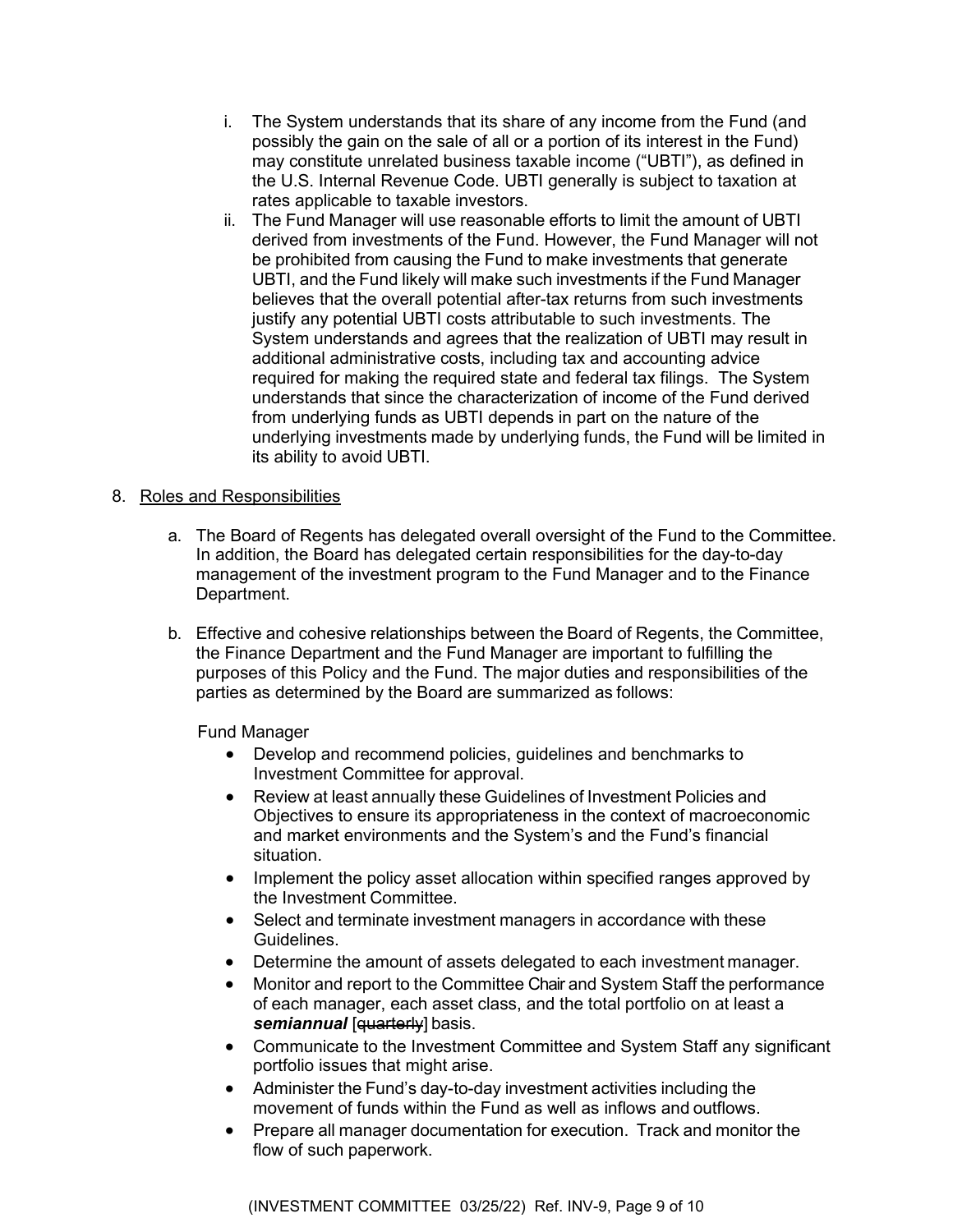i. The System understands that its share of any income from the Fund (and possibly the gain on the sale of all or a portion of its interest in the Fund) may constitute unrelated business taxable income ("UBTI"), as defined in the U.S. Internal Revenue Code. UBTI generally is subject to taxation at rates applicable to taxable investors.

ii. The Fund Manager will use reasonable efforts to limit the amount of UBTI derived from investments of the Fund. However, the Fund Manager will not be prohibited from causing the Fund to make investments that generate UBTI, and the Fund likely will make such investments if the Fund Manager believes that the overall potential after-tax returns from such investments justify any potential UBTI costs attributable to such investments. The System understands and agrees that the realization of UBTI may result in additional administrative costs, including tax and accounting advice required for making the required state and federal tax filings. The System understands that since the characterization of income of the Fund derived from underlying funds as UBTI depends in part on the nature of the underlying investments made by underlying funds, the Fund will be limited in its ability to avoid UBTI.

8. Roles and Responsibilities

a. The Board of Regents has delegated overall oversight of the Fund to the Committee. In addition, the Board has delegated certain responsibilities for the day-to-day management of the investment program to the Fund Manager and to the Finance Department.

b. Effective and cohesive relationships between the Board of Regents, the Committee, the Finance Department and the Fund Manager are important to fulfilling the purposes of this Policy and the Fund. The major duties and responsibilities of the parties as determined by the Board are summarized as follows:

Fund Manager

- Develop and recommend policies, guidelines and benchmarks to Investment Committee for approval.
- Review at least annually these Guidelines of Investment Policies and Objectives to ensure its appropriateness in the context of macroeconomic and market environments and the System's and the Fund's financial situation.
- Implement the policy asset allocation within specified ranges approved by the Investment Committee.
- Select and terminate investment managers in accordance with these Guidelines.
- Determine the amount of assets delegated to each investment manager.
- Monitor and report to the Committee Chair and System Staff the performance of each manager, each asset class, and the total portfolio on at least a ***semiannual*** [~~quarterly~~] basis.
- Communicate to the Investment Committee and System Staff any significant portfolio issues that might arise.
- Administer the Fund's day-to-day investment activities including the movement of funds within the Fund as well as inflows and outflows.
- Prepare all manager documentation for execution. Track and monitor the flow of such paperwork.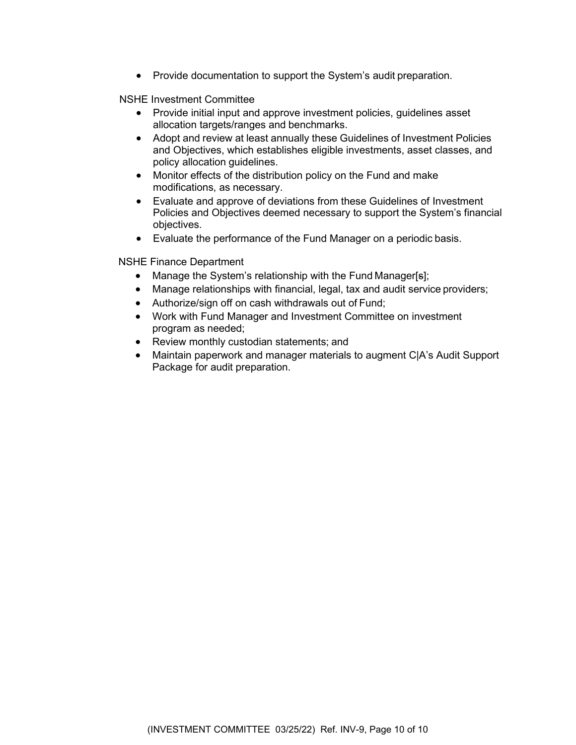- Provide documentation to support the System's audit preparation.

NSHE Investment Committee

- Provide initial input and approve investment policies, guidelines asset allocation targets/ranges and benchmarks.
- Adopt and review at least annually these Guidelines of Investment Policies and Objectives, which establishes eligible investments, asset classes, and policy allocation guidelines.
- Monitor effects of the distribution policy on the Fund and make modifications, as necessary.
- Evaluate and approve of deviations from these Guidelines of Investment Policies and Objectives deemed necessary to support the System's financial objectives.
- Evaluate the performance of the Fund Manager on a periodic basis.

NSHE Finance Department

- Manage the System's relationship with the Fund Manager[~~s~~];
- Manage relationships with financial, legal, tax and audit service providers;
- Authorize/sign off on cash withdrawals out of Fund;
- Work with Fund Manager and Investment Committee on investment program as needed;
- Review monthly custodian statements; and
- Maintain paperwork and manager materials to augment C|A's Audit Support Package for audit preparation.